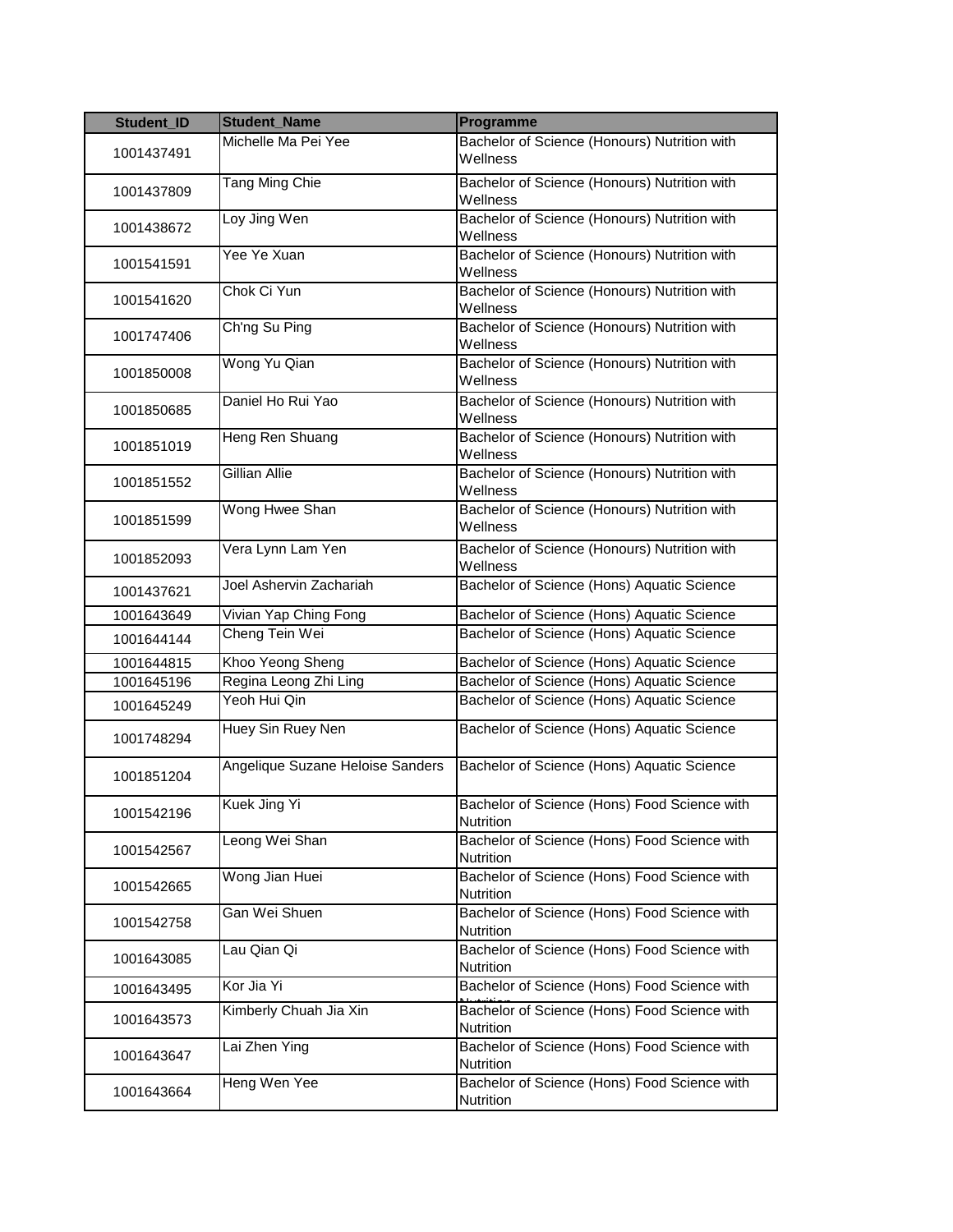| Student_ID | Student_Name | Programme |
|---|---|---|
| 1001437491 | Michelle Ma Pei Yee | Bachelor of Science (Honours) Nutrition with Wellness |
| 1001437809 | Tang Ming Chie | Bachelor of Science (Honours) Nutrition with Wellness |
| 1001438672 | Loy Jing Wen | Bachelor of Science (Honours) Nutrition with Wellness |
| 1001541591 | Yee Ye Xuan | Bachelor of Science (Honours) Nutrition with Wellness |
| 1001541620 | Chok Ci Yun | Bachelor of Science (Honours) Nutrition with Wellness |
| 1001747406 | Ch'ng Su Ping | Bachelor of Science (Honours) Nutrition with Wellness |
| 1001850008 | Wong Yu Qian | Bachelor of Science (Honours) Nutrition with Wellness |
| 1001850685 | Daniel Ho Rui Yao | Bachelor of Science (Honours) Nutrition with Wellness |
| 1001851019 | Heng Ren Shuang | Bachelor of Science (Honours) Nutrition with Wellness |
| 1001851552 | Gillian Allie | Bachelor of Science (Honours) Nutrition with Wellness |
| 1001851599 | Wong Hwee Shan | Bachelor of Science (Honours) Nutrition with Wellness |
| 1001852093 | Vera Lynn Lam Yen | Bachelor of Science (Honours) Nutrition with Wellness |
| 1001437621 | Joel Ashervin Zachariah | Bachelor of Science (Hons) Aquatic Science |
| 1001643649 | Vivian Yap Ching Fong | Bachelor of Science (Hons) Aquatic Science |
| 1001644144 | Cheng Tein Wei | Bachelor of Science (Hons) Aquatic Science |
| 1001644815 | Khoo Yeong Sheng | Bachelor of Science (Hons) Aquatic Science |
| 1001645196 | Regina Leong Zhi Ling | Bachelor of Science (Hons) Aquatic Science |
| 1001645249 | Yeoh Hui Qin | Bachelor of Science (Hons) Aquatic Science |
| 1001748294 | Huey Sin Ruey Nen | Bachelor of Science (Hons) Aquatic Science |
| 1001851204 | Angelique Suzane Heloise Sanders | Bachelor of Science (Hons) Aquatic Science |
| 1001542196 | Kuek Jing Yi | Bachelor of Science (Hons) Food Science with Nutrition |
| 1001542567 | Leong Wei Shan | Bachelor of Science (Hons) Food Science with Nutrition |
| 1001542665 | Wong Jian Huei | Bachelor of Science (Hons) Food Science with Nutrition |
| 1001542758 | Gan Wei Shuen | Bachelor of Science (Hons) Food Science with Nutrition |
| 1001643085 | Lau Qian Qi | Bachelor of Science (Hons) Food Science with Nutrition |
| 1001643495 | Kor Jia Yi | Bachelor of Science (Hons) Food Science with Nutrition |
| 1001643573 | Kimberly Chuah Jia Xin | Bachelor of Science (Hons) Food Science with Nutrition |
| 1001643647 | Lai Zhen Ying | Bachelor of Science (Hons) Food Science with Nutrition |
| 1001643664 | Heng Wen Yee | Bachelor of Science (Hons) Food Science with Nutrition |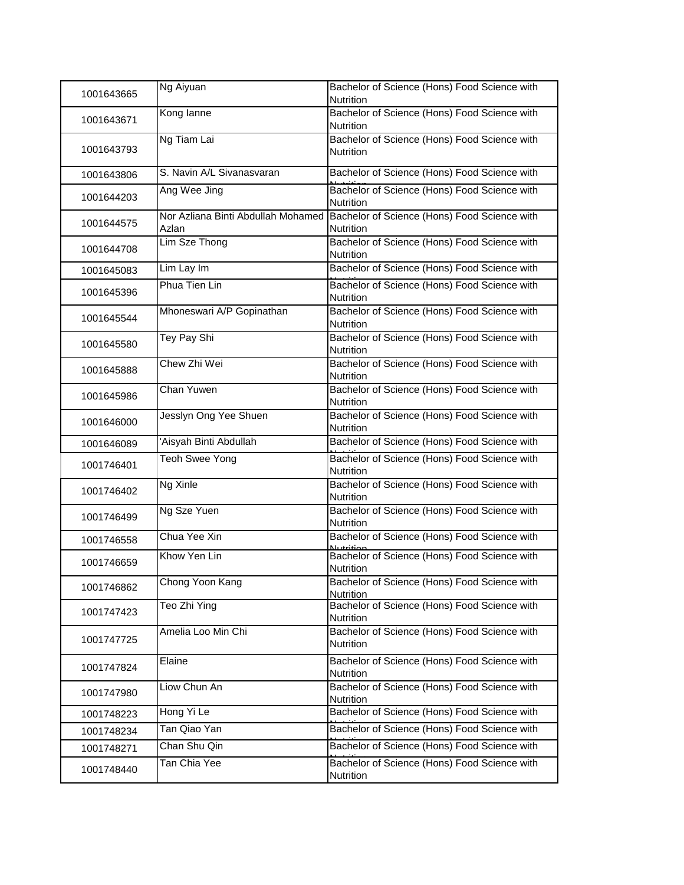| | | |
|---|---|---|
| 1001643665 | Ng Aiyuan | Bachelor of Science (Hons) Food Science with Nutrition |
| 1001643671 | Kong Ianne | Bachelor of Science (Hons) Food Science with Nutrition |
| 1001643793 | Ng Tiam Lai | Bachelor of Science (Hons) Food Science with Nutrition |
| 1001643806 | S. Navin A/L Sivanasvaran | Bachelor of Science (Hons) Food Science with Nutrition |
| 1001644203 | Ang Wee Jing | Bachelor of Science (Hons) Food Science with Nutrition |
| 1001644575 | Nor Azliana Binti Abdullah Mohamed Azlan | Bachelor of Science (Hons) Food Science with Nutrition |
| 1001644708 | Lim Sze Thong | Bachelor of Science (Hons) Food Science with Nutrition |
| 1001645083 | Lim Lay Im | Bachelor of Science (Hons) Food Science with Nutrition |
| 1001645396 | Phua Tien Lin | Bachelor of Science (Hons) Food Science with Nutrition |
| 1001645544 | Mhoneswari A/P Gopinathan | Bachelor of Science (Hons) Food Science with Nutrition |
| 1001645580 | Tey Pay Shi | Bachelor of Science (Hons) Food Science with Nutrition |
| 1001645888 | Chew Zhi Wei | Bachelor of Science (Hons) Food Science with Nutrition |
| 1001645986 | Chan Yuwen | Bachelor of Science (Hons) Food Science with Nutrition |
| 1001646000 | Jesslyn Ong Yee Shuen | Bachelor of Science (Hons) Food Science with Nutrition |
| 1001646089 | 'Aisyah Binti Abdullah | Bachelor of Science (Hons) Food Science with Nutrition |
| 1001746401 | Teoh Swee Yong | Bachelor of Science (Hons) Food Science with Nutrition |
| 1001746402 | Ng Xinle | Bachelor of Science (Hons) Food Science with Nutrition |
| 1001746499 | Ng Sze Yuen | Bachelor of Science (Hons) Food Science with Nutrition |
| 1001746558 | Chua Yee Xin | Bachelor of Science (Hons) Food Science with Nutrition |
| 1001746659 | Khow Yen Lin | Bachelor of Science (Hons) Food Science with Nutrition |
| 1001746862 | Chong Yoon Kang | Bachelor of Science (Hons) Food Science with Nutrition |
| 1001747423 | Teo Zhi Ying | Bachelor of Science (Hons) Food Science with Nutrition |
| 1001747725 | Amelia Loo Min Chi | Bachelor of Science (Hons) Food Science with Nutrition |
| 1001747824 | Elaine | Bachelor of Science (Hons) Food Science with Nutrition |
| 1001747980 | Liow Chun An | Bachelor of Science (Hons) Food Science with Nutrition |
| 1001748223 | Hong Yi Le | Bachelor of Science (Hons) Food Science with Nutrition |
| 1001748234 | Tan Qiao Yan | Bachelor of Science (Hons) Food Science with Nutrition |
| 1001748271 | Chan Shu Qin | Bachelor of Science (Hons) Food Science with Nutrition |
| 1001748440 | Tan Chia Yee | Bachelor of Science (Hons) Food Science with Nutrition |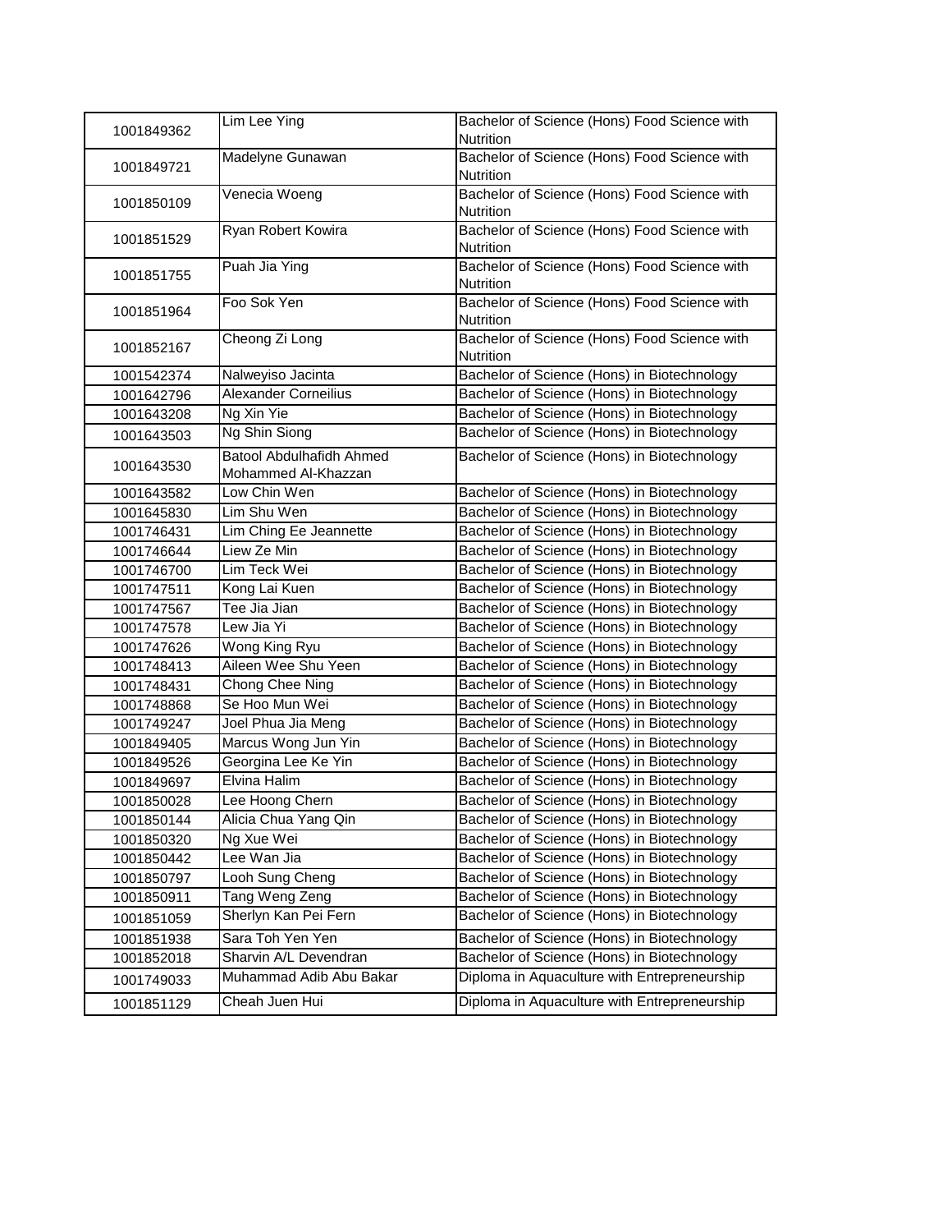| | | |
|---|---|---|
| 1001849362 | Lim Lee Ying | Bachelor of Science (Hons) Food Science with Nutrition |
| 1001849721 | Madelyne Gunawan | Bachelor of Science (Hons) Food Science with Nutrition |
| 1001850109 | Venecia Woeng | Bachelor of Science (Hons) Food Science with Nutrition |
| 1001851529 | Ryan Robert Kowira | Bachelor of Science (Hons) Food Science with Nutrition |
| 1001851755 | Puah Jia Ying | Bachelor of Science (Hons) Food Science with Nutrition |
| 1001851964 | Foo Sok Yen | Bachelor of Science (Hons) Food Science with Nutrition |
| 1001852167 | Cheong Zi Long | Bachelor of Science (Hons) Food Science with Nutrition |
| 1001542374 | Nalweyiso Jacinta | Bachelor of Science (Hons) in Biotechnology |
| 1001642796 | Alexander Corneilius | Bachelor of Science (Hons) in Biotechnology |
| 1001643208 | Ng Xin Yie | Bachelor of Science (Hons) in Biotechnology |
| 1001643503 | Ng Shin Siong | Bachelor of Science (Hons) in Biotechnology |
| 1001643530 | Batool Abdulhafidh Ahmed Mohammed Al-Khazzan | Bachelor of Science (Hons) in Biotechnology |
| 1001643582 | Low Chin Wen | Bachelor of Science (Hons) in Biotechnology |
| 1001645830 | Lim Shu Wen | Bachelor of Science (Hons) in Biotechnology |
| 1001746431 | Lim Ching Ee Jeannette | Bachelor of Science (Hons) in Biotechnology |
| 1001746644 | Liew Ze Min | Bachelor of Science (Hons) in Biotechnology |
| 1001746700 | Lim Teck Wei | Bachelor of Science (Hons) in Biotechnology |
| 1001747511 | Kong Lai Kuen | Bachelor of Science (Hons) in Biotechnology |
| 1001747567 | Tee Jia Jian | Bachelor of Science (Hons) in Biotechnology |
| 1001747578 | Lew Jia Yi | Bachelor of Science (Hons) in Biotechnology |
| 1001747626 | Wong King Ryu | Bachelor of Science (Hons) in Biotechnology |
| 1001748413 | Aileen Wee Shu Yeen | Bachelor of Science (Hons) in Biotechnology |
| 1001748431 | Chong Chee Ning | Bachelor of Science (Hons) in Biotechnology |
| 1001748868 | Se Hoo Mun Wei | Bachelor of Science (Hons) in Biotechnology |
| 1001749247 | Joel Phua Jia Meng | Bachelor of Science (Hons) in Biotechnology |
| 1001849405 | Marcus Wong Jun Yin | Bachelor of Science (Hons) in Biotechnology |
| 1001849526 | Georgina Lee Ke Yin | Bachelor of Science (Hons) in Biotechnology |
| 1001849697 | Elvina Halim | Bachelor of Science (Hons) in Biotechnology |
| 1001850028 | Lee Hoong Chern | Bachelor of Science (Hons) in Biotechnology |
| 1001850144 | Alicia Chua Yang Qin | Bachelor of Science (Hons) in Biotechnology |
| 1001850320 | Ng Xue Wei | Bachelor of Science (Hons) in Biotechnology |
| 1001850442 | Lee Wan Jia | Bachelor of Science (Hons) in Biotechnology |
| 1001850797 | Looh Sung Cheng | Bachelor of Science (Hons) in Biotechnology |
| 1001850911 | Tang Weng Zeng | Bachelor of Science (Hons) in Biotechnology |
| 1001851059 | Sherlyn Kan Pei Fern | Bachelor of Science (Hons) in Biotechnology |
| 1001851938 | Sara Toh Yen Yen | Bachelor of Science (Hons) in Biotechnology |
| 1001852018 | Sharvin A/L Devendran | Bachelor of Science (Hons) in Biotechnology |
| 1001749033 | Muhammad Adib Abu Bakar | Diploma in Aquaculture with Entrepreneurship |
| 1001851129 | Cheah Juen Hui | Diploma in Aquaculture with Entrepreneurship |